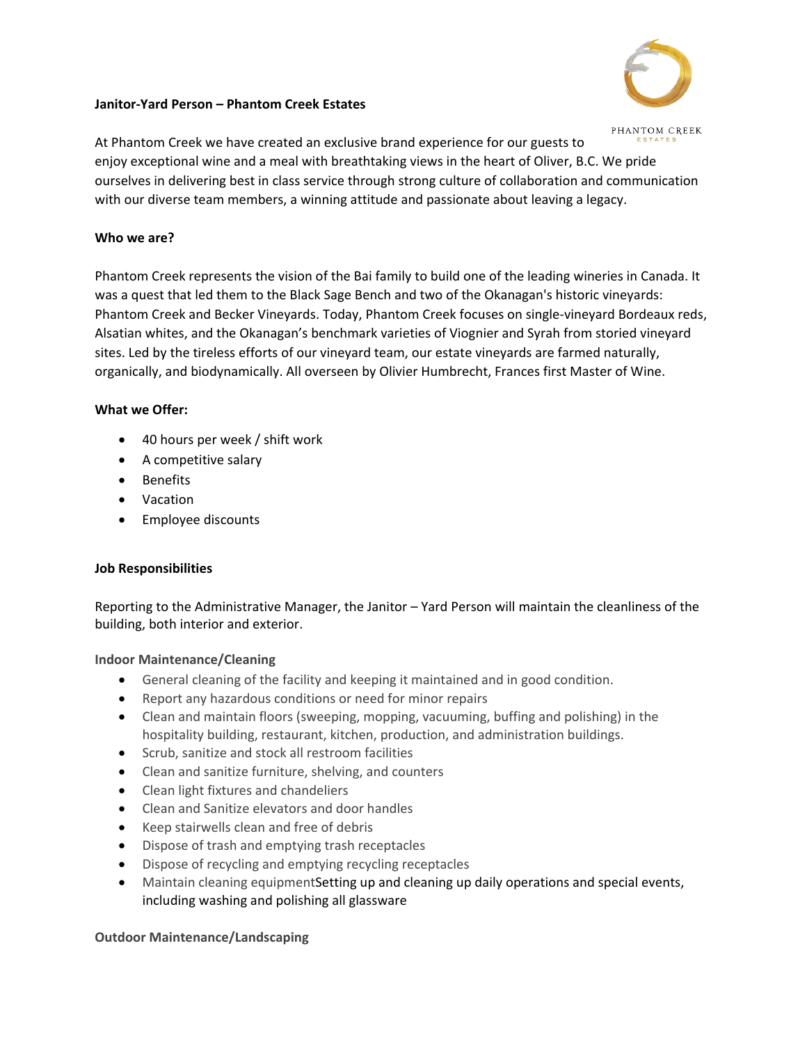**Janitor-Yard Person – Phantom Creek Estates**

At Phantom Creek we have created an exclusive brand experience for our guests to enjoy exceptional wine and a meal with breathtaking views in the heart of Oliver, B.C. We pride ourselves in delivering best in class service through strong culture of collaboration and communication with our diverse team members, a winning attitude and passionate about leaving a legacy.

**Who we are?**

Phantom Creek represents the vision of the Bai family to build one of the leading wineries in Canada. It was a quest that led them to the Black Sage Bench and two of the Okanagan's historic vineyards: Phantom Creek and Becker Vineyards. Today, Phantom Creek focuses on single-vineyard Bordeaux reds, Alsatian whites, and the Okanagan's benchmark varieties of Viognier and Syrah from storied vineyard sites. Led by the tireless efforts of our vineyard team, our estate vineyards are farmed naturally, organically, and biodynamically. All overseen by Olivier Humbrecht, Frances first Master of Wine.

**What we Offer:**

- 40 hours per week / shift work
- A competitive salary
- Benefits
- Vacation
- Employee discounts

**Job Responsibilities**

Reporting to the Administrative Manager, the Janitor – Yard Person will maintain the cleanliness of the building, both interior and exterior.

**Indoor Maintenance/Cleaning**

- General cleaning of the facility and keeping it maintained and in good condition.
- Report any hazardous conditions or need for minor repairs
- Clean and maintain floors (sweeping, mopping, vacuuming, buffing and polishing) in the hospitality building, restaurant, kitchen, production, and administration buildings.
- Scrub, sanitize and stock all restroom facilities
- Clean and sanitize furniture, shelving, and counters
- Clean light fixtures and chandeliers
- Clean and Sanitize elevators and door handles
- Keep stairwells clean and free of debris
- Dispose of trash and emptying trash receptacles
- Dispose of recycling and emptying recycling receptacles
- Maintain cleaning equipmentSetting up and cleaning up daily operations and special events, including washing and polishing all glassware

**Outdoor Maintenance/Landscaping**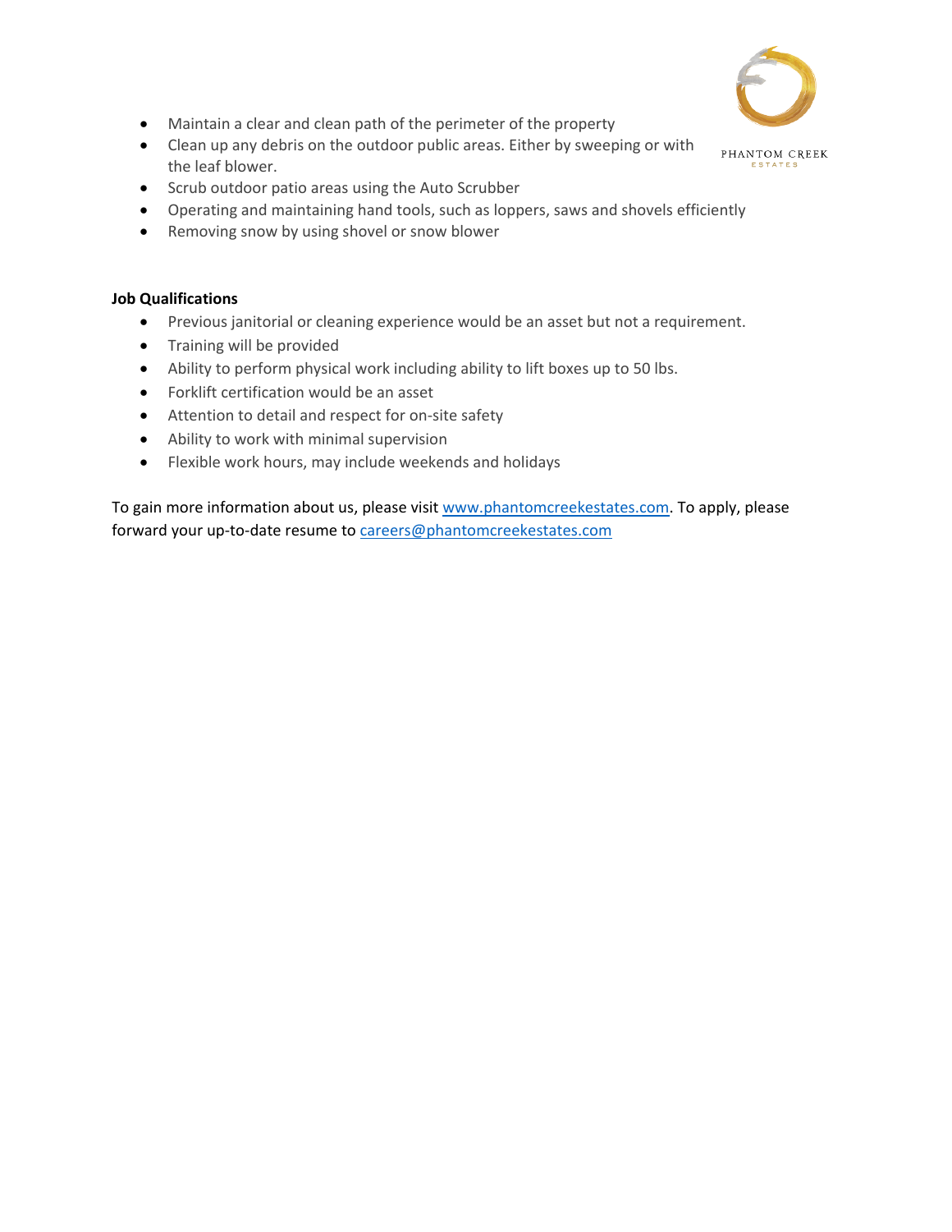- Maintain a clear and clean path of the perimeter of the property
- Clean up any debris on the outdoor public areas. Either by sweeping or with the leaf blower.
- Scrub outdoor patio areas using the Auto Scrubber
- Operating and maintaining hand tools, such as loppers, saws and shovels efficiently
- Removing snow by using shovel or snow blower

**Job Qualifications**

- Previous janitorial or cleaning experience would be an asset but not a requirement.
- Training will be provided
- Ability to perform physical work including ability to lift boxes up to 50 lbs.
- Forklift certification would be an asset
- Attention to detail and respect for on-site safety
- Ability to work with minimal supervision
- Flexible work hours, may include weekends and holidays

To gain more information about us, please visit www.phantomcreekestates.com. To apply, please forward your up-to-date resume to careers@phantomcreekestates.com